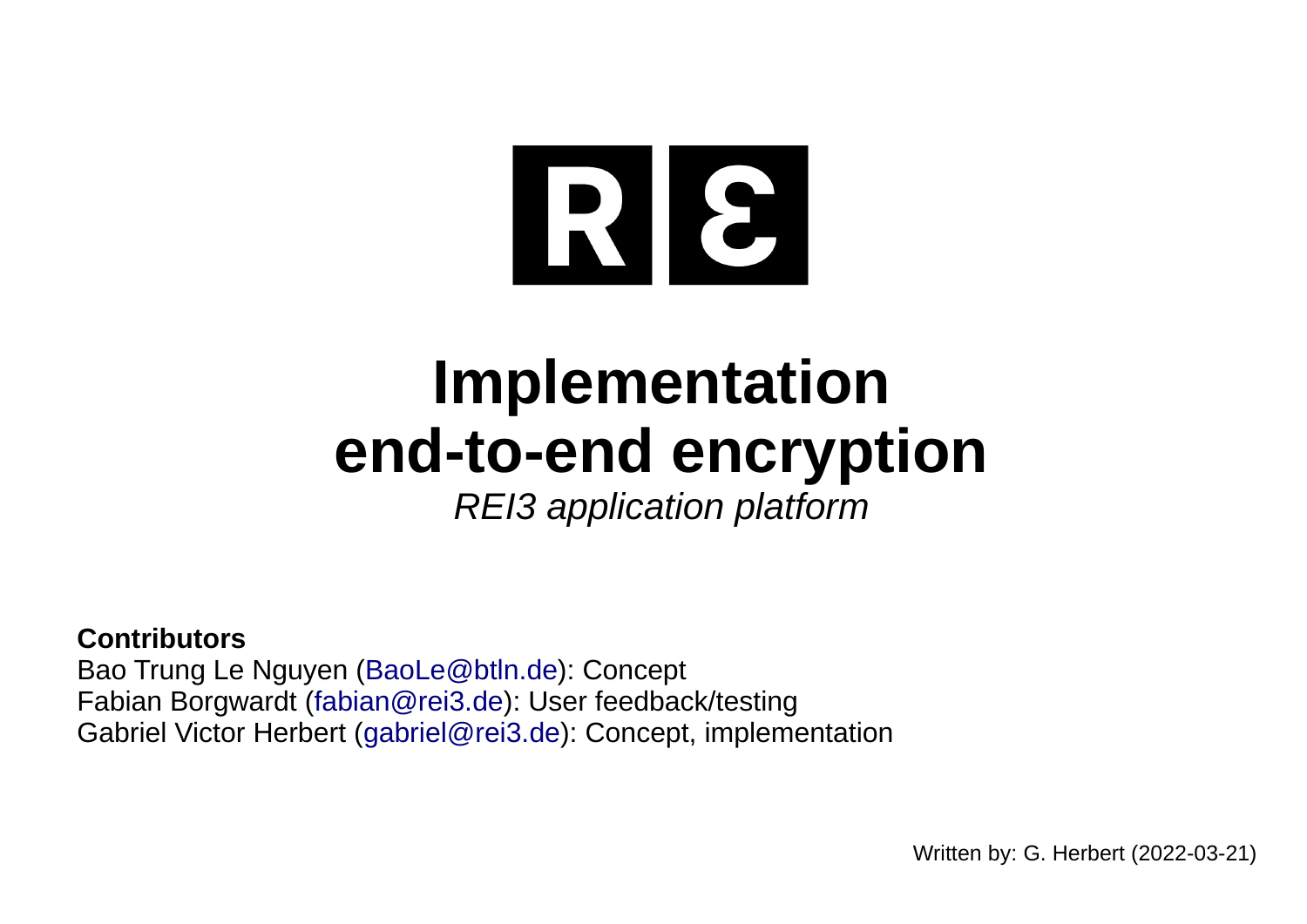# Implementation end-to-end encryption

*REI3 application platform*

**Contributors**

Bao Trung Le Nguyen (BaoLe@btln.de): Concept
Fabian Borgwardt (fabian@rei3.de): User feedback/testing
Gabriel Victor Herbert (gabriel@rei3.de): Concept, implementation

Written by: G. Herbert (2022-03-21)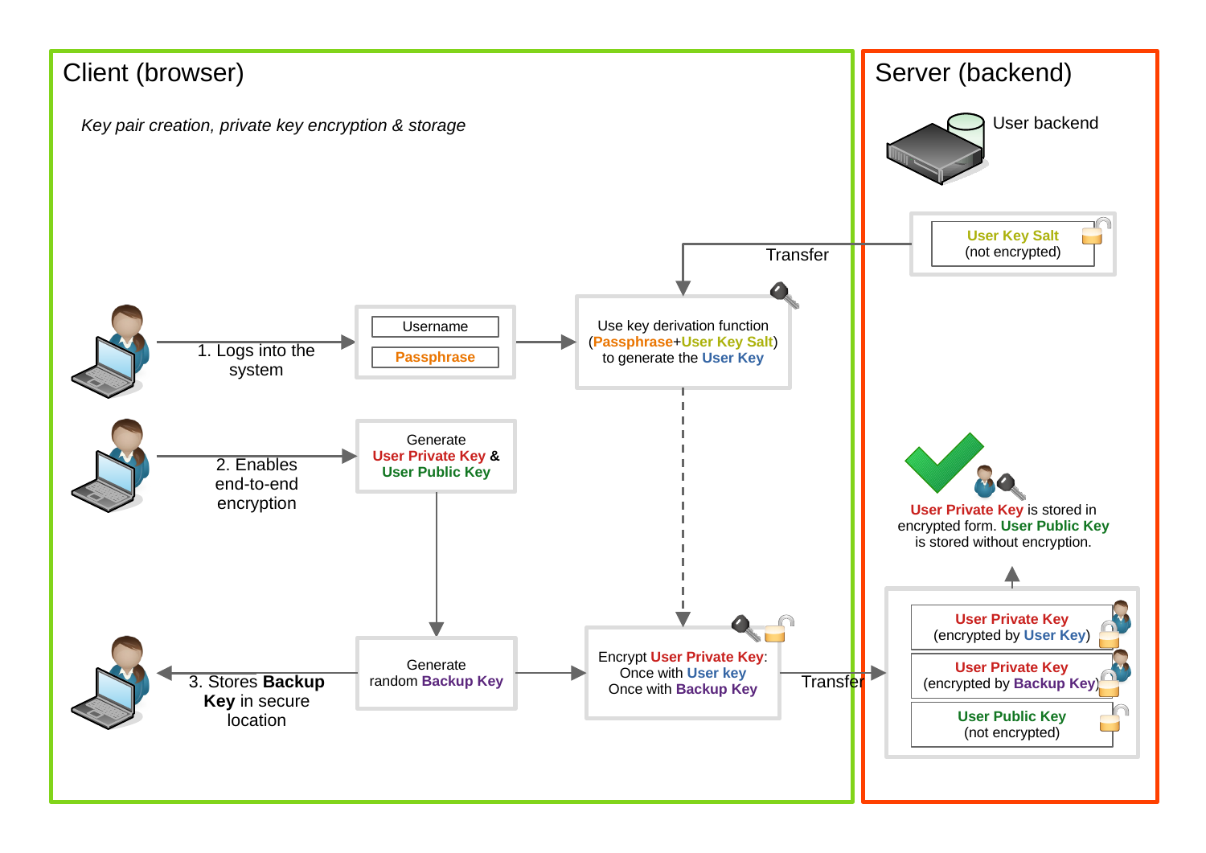## Client (browser)

*Key pair creation, private key encryption & storage*

1. Logs into the system → Username / Passphrase → Use key derivation function (Passphrase+User Key Salt) to generate the User Key

2. Enables end-to-end encryption → Generate User Private Key & User Public Key → Generate random Backup Key

3. Stores Backup Key in secure location

Encrypt User Private Key: Once with User key, Once with Backup Key → Transfer

## Server (backend)

User backend

User Key Salt (not encrypted) → Transfer

User Private Key (encrypted by User Key)

User Private Key (encrypted by Backup Key)

User Public Key (not encrypted)

User Private Key is stored in encrypted form. User Public Key is stored without encryption.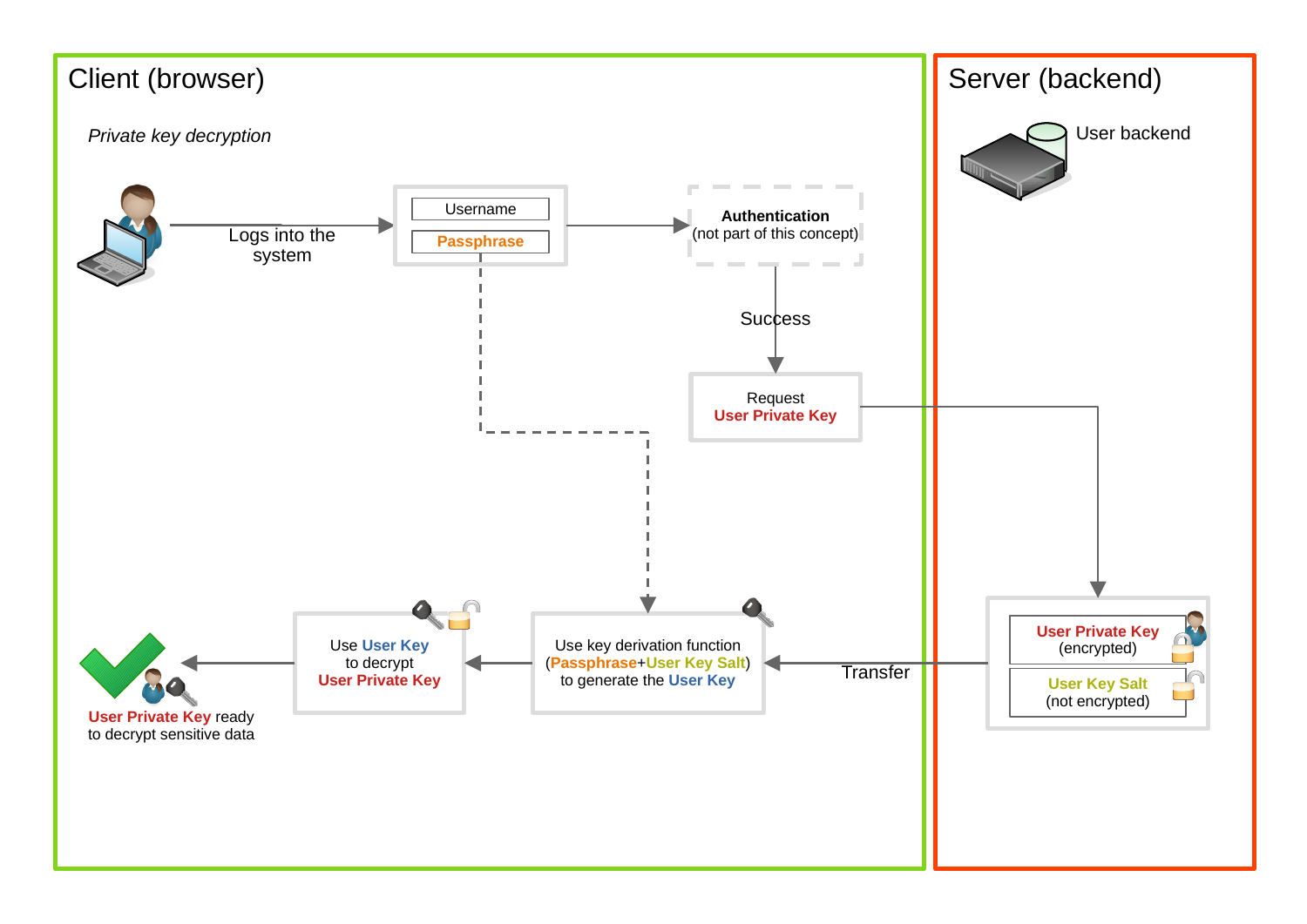# Client (browser)

*Private key decryption*

Logs into the system

Username

Passphrase

**Authentication**
(not part of this concept)

Success

Request
**User Private Key**

Use key derivation function
(**Passphrase**+**User Key Salt**)
to generate the **User Key**

Use **User Key**
to decrypt
**User Private Key**

**User Private Key** ready
to decrypt sensitive data

Transfer

# Server (backend)

User backend

**User Private Key**
(encrypted)

**User Key Salt**
(not encrypted)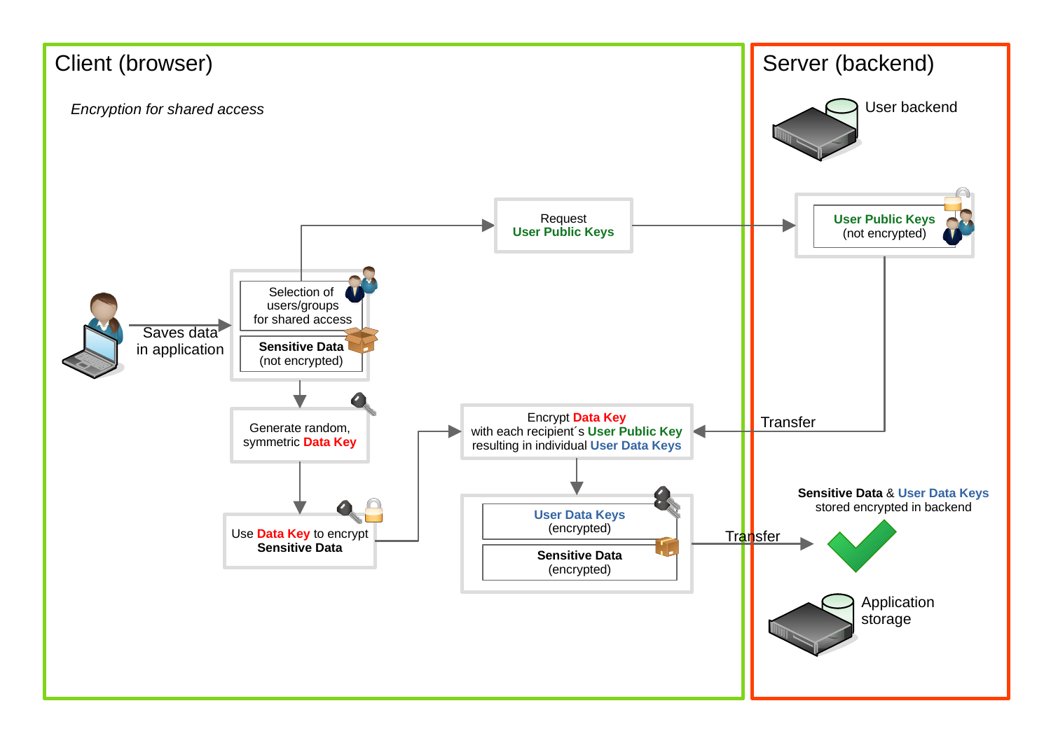# Client (browser)

*Encryption for shared access*

Saves data in application

Selection of users/groups for shared access

**Sensitive Data** (not encrypted)

Request **User Public Keys**

Generate random, symmetric **Data Key**

Use **Data Key** to encrypt **Sensitive Data**

Encrypt **Data Key** with each recipient´s **User Public Key** resulting in individual **User Data Keys**

**User Data Keys** (encrypted)

**Sensitive Data** (encrypted)

# Server (backend)

User backend

**User Public Keys** (not encrypted)

Transfer

Transfer

**Sensitive Data** & **User Data Keys** stored encrypted in backend

Application storage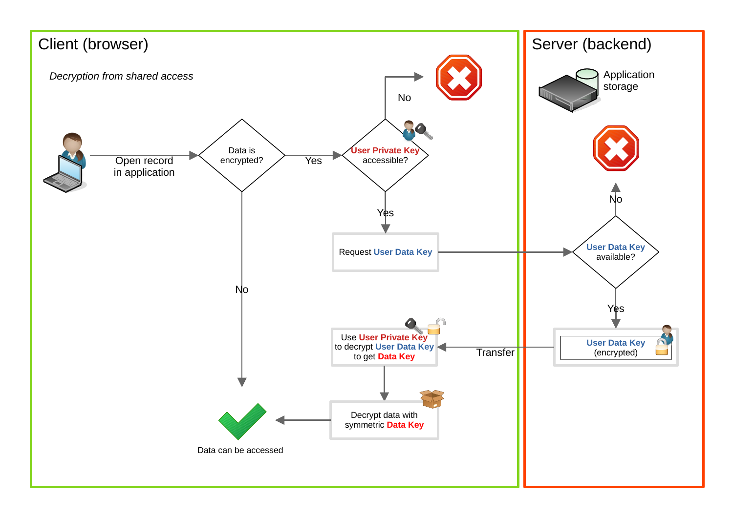# Client (browser)

*Decryption from shared access*

Open record in application

Data is encrypted?

Yes

**User Private Key** accessible?

No

Yes

Request **User Data Key**

No

Use **User Private Key** to decrypt **User Data Key** to get **Data Key**

Decrypt data with symmetric **Data Key**

Data can be accessed

Transfer

# Server (backend)

Application storage

No

**User Data Key** available?

Yes

**User Data Key** (encrypted)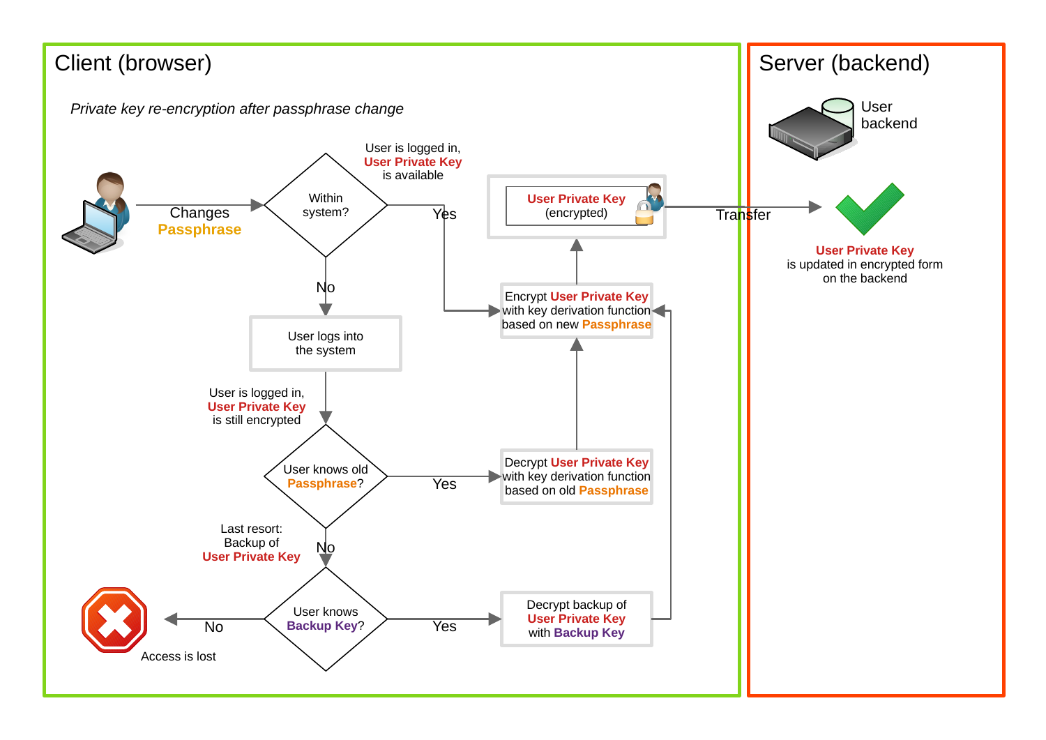## Client (browser)

*Private key re-encryption after passphrase change*

Changes **Passphrase**

Within system?

- Yes — User is logged in, **User Private Key** is available
- No — User logs into the system

User is logged in, **User Private Key** is still encrypted

User knows old **Passphrase**?

- Yes — Decrypt **User Private Key** with key derivation function based on old **Passphrase**
- No — Last resort: Backup of **User Private Key**

User knows **Backup Key**?

- Yes — Decrypt backup of **User Private Key** with **Backup Key**
- No — Access is lost

Encrypt **User Private Key** with key derivation function based on new **Passphrase**

**User Private Key** (encrypted)

Transfer

## Server (backend)

User backend

**User Private Key** is updated in encrypted form on the backend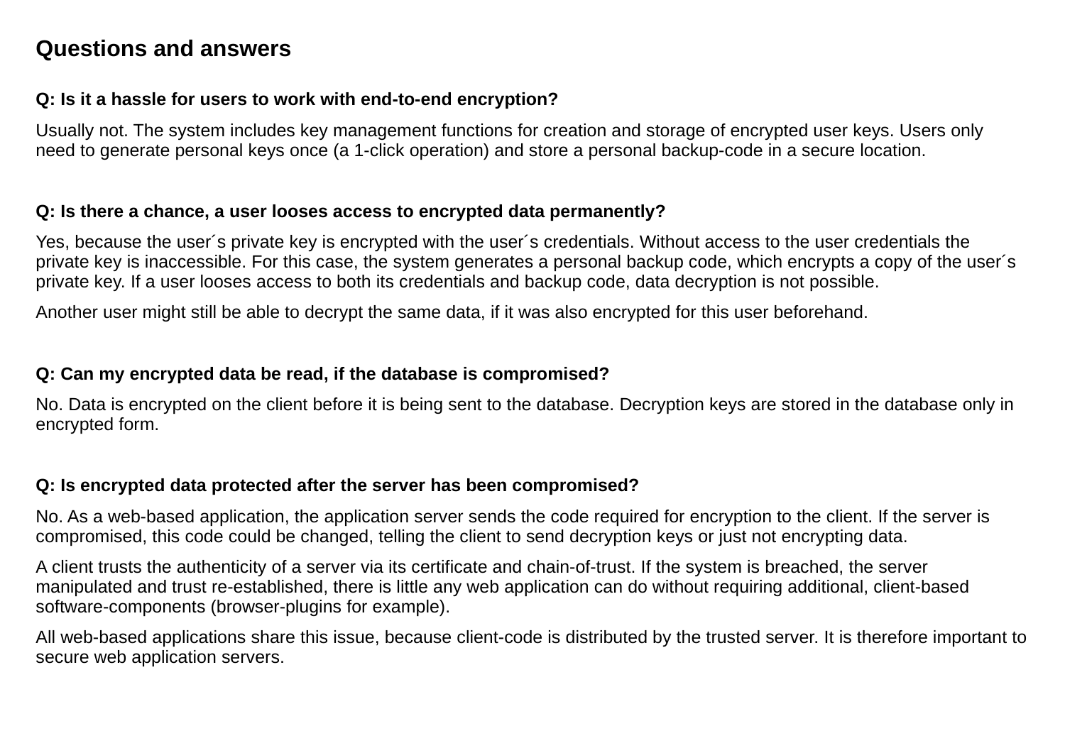## Questions and answers

**Q: Is it a hassle for users to work with end-to-end encryption?**

Usually not. The system includes key management functions for creation and storage of encrypted user keys. Users only need to generate personal keys once (a 1-click operation) and store a personal backup-code in a secure location.

**Q: Is there a chance, a user looses access to encrypted data permanently?**

Yes, because the user´s private key is encrypted with the user´s credentials. Without access to the user credentials the private key is inaccessible. For this case, the system generates a personal backup code, which encrypts a copy of the user´s private key. If a user looses access to both its credentials and backup code, data decryption is not possible.

Another user might still be able to decrypt the same data, if it was also encrypted for this user beforehand.

**Q: Can my encrypted data be read, if the database is compromised?**

No. Data is encrypted on the client before it is being sent to the database. Decryption keys are stored in the database only in encrypted form.

**Q: Is encrypted data protected after the server has been compromised?**

No. As a web-based application, the application server sends the code required for encryption to the client. If the server is compromised, this code could be changed, telling the client to send decryption keys or just not encrypting data.

A client trusts the authenticity of a server via its certificate and chain-of-trust. If the system is breached, the server manipulated and trust re-established, there is little any web application can do without requiring additional, client-based software-components (browser-plugins for example).

All web-based applications share this issue, because client-code is distributed by the trusted server. It is therefore important to secure web application servers.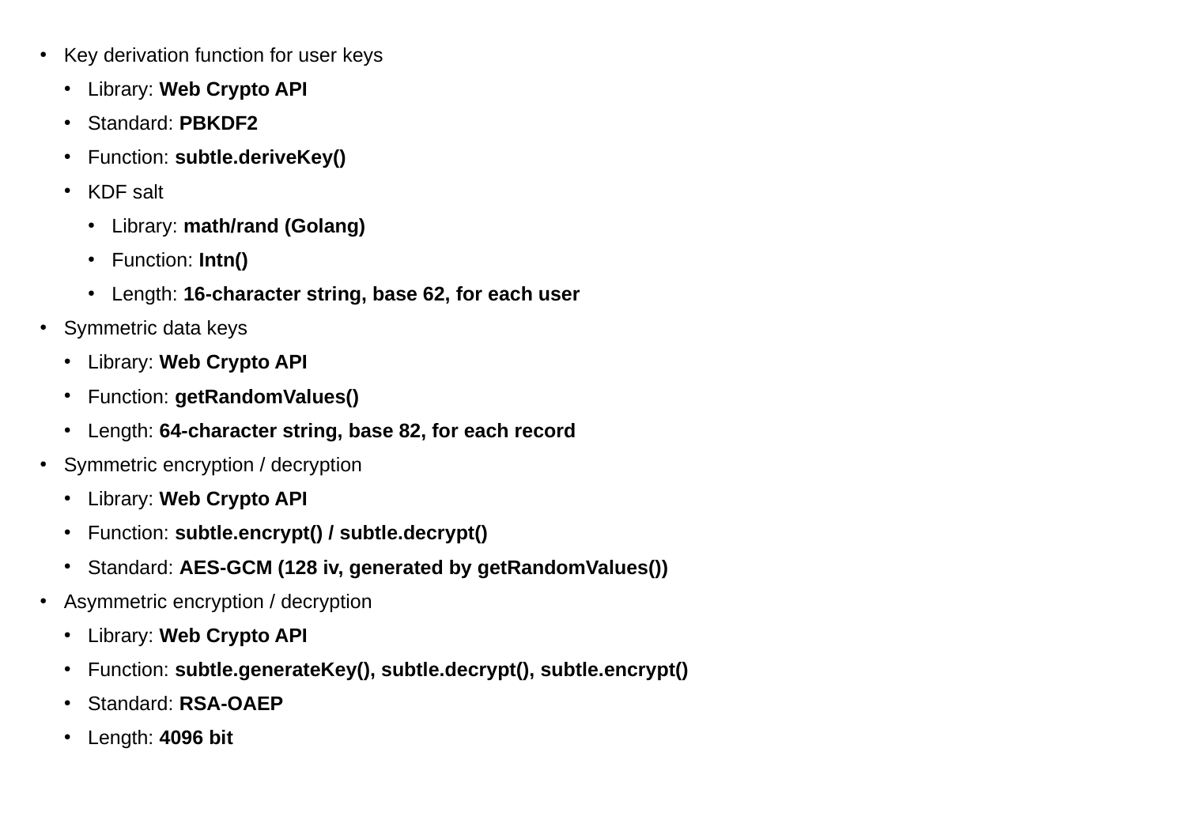- Key derivation function for user keys
  - Library: **Web Crypto API**
  - Standard: **PBKDF2**
  - Function: **subtle.deriveKey()**
  - KDF salt
    - Library: **math/rand (Golang)**
    - Function: **Intn()**
    - Length: **16-character string, base 62, for each user**
- Symmetric data keys
  - Library: **Web Crypto API**
  - Function: **getRandomValues()**
  - Length: **64-character string, base 82, for each record**
- Symmetric encryption / decryption
  - Library: **Web Crypto API**
  - Function: **subtle.encrypt() / subtle.decrypt()**
  - Standard: **AES-GCM (128 iv, generated by getRandomValues())**
- Asymmetric encryption / decryption
  - Library: **Web Crypto API**
  - Function: **subtle.generateKey(), subtle.decrypt(), subtle.encrypt()**
  - Standard: **RSA-OAEP**
  - Length: **4096 bit**